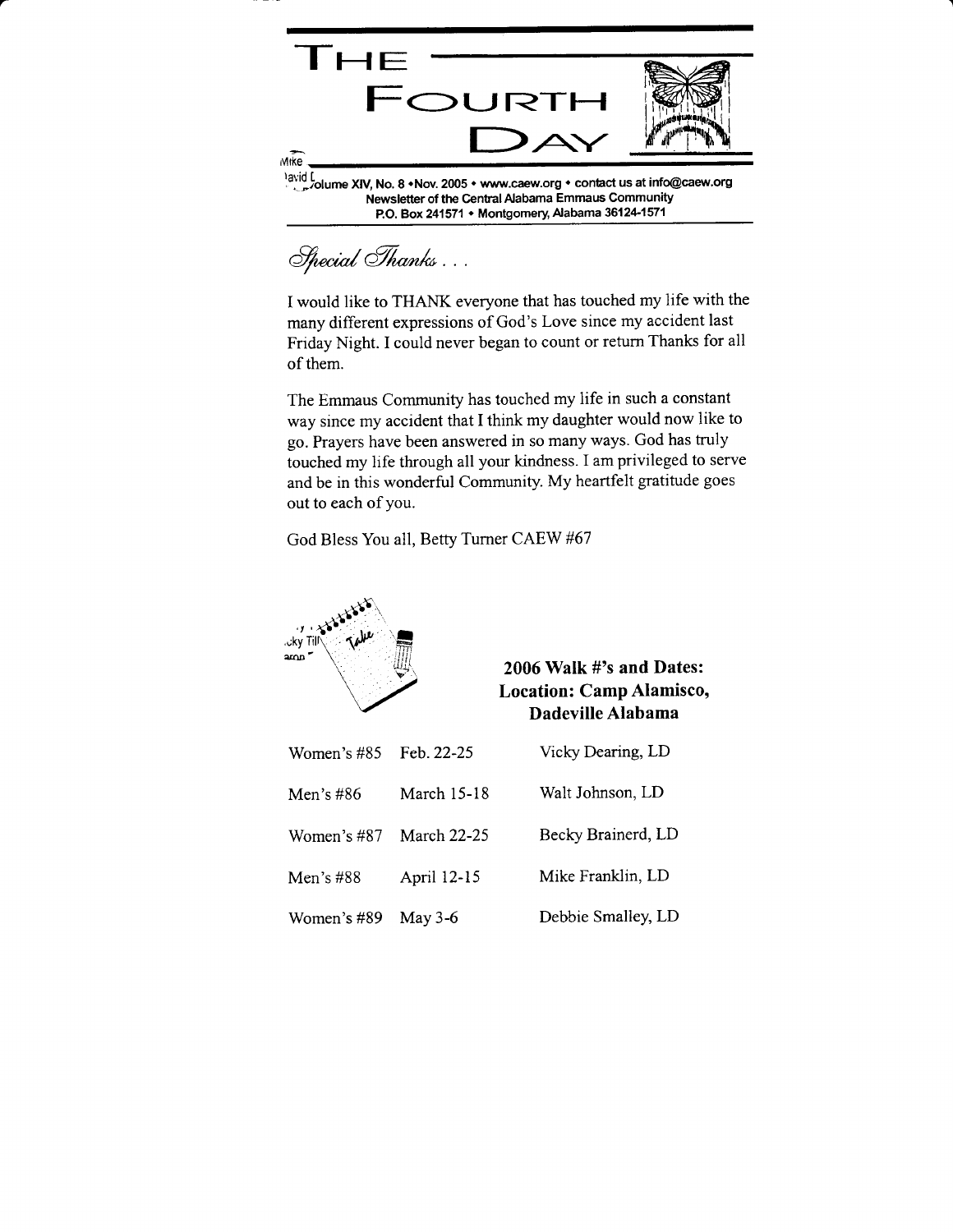# THE FOURTH DAY

Volume XIV, No. 8 • Nov. 2005 • www.caew.org • contact us at info@caew.org

Newsletter of the Central Alabama Emmaus Community

P.O. Box 241571 • Montgomery, Alabama 36124-1571

## *Special Thanks . . .*

I would like to THANK everyone that has touched my life with the many different expressions of God's Love since my accident last Friday Night. I could never began to count or return Thanks for all of them.

The Emmaus Community has touched my life in such a constant way since my accident that I think my daughter would now like to go. Prayers have been answered in so many ways. God has truly touched my life through all your kindness. I am privileged to serve and be in this wonderful Community. My heartfelt gratitude goes out to each of you.

God Bless You all, Betty Turner CAEW #67

### 2006 Walk #'s and Dates: Location: Camp Alamisco, Dadeville Alabama

| Walk | Dates | Lay Director |
|---|---|---|
| Women's #85 | Feb. 22-25 | Vicky Dearing, LD |
| Men's #86 | March 15-18 | Walt Johnson, LD |
| Women's #87 | March 22-25 | Becky Brainerd, LD |
| Men's #88 | April 12-15 | Mike Franklin, LD |
| Women's #89 | May 3-6 | Debbie Smalley, LD |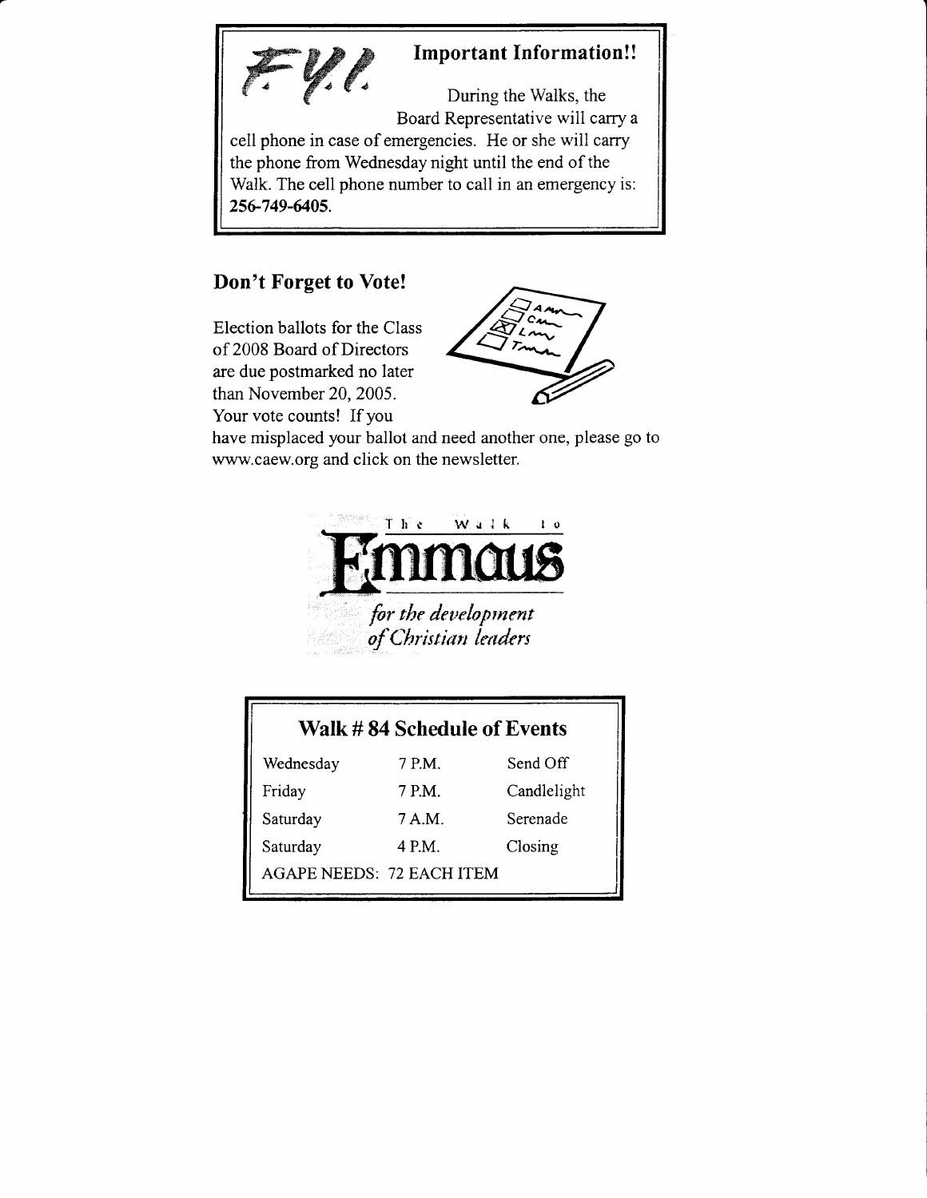## F.Y.I. Important Information!!

During the Walks, the Board Representative will carry a cell phone in case of emergencies. He or she will carry the phone from Wednesday night until the end of the Walk. The cell phone number to call in an emergency is: **256-749-6405**.

## Don't Forget to Vote!

Election ballots for the Class of 2008 Board of Directors are due postmarked no later than November 20, 2005. Your vote counts! If you have misplaced your ballot and need another one, please go to www.caew.org and click on the newsletter.

The Walk to **Emmaus**

*for the development of Christian leaders*

### Walk # 84 Schedule of Events

| | | |
|---|---|---|
| Wednesday | 7 P.M. | Send Off |
| Friday | 7 P.M. | Candlelight |
| Saturday | 7 A.M. | Serenade |
| Saturday | 4 P.M. | Closing |

AGAPE NEEDS: 72 EACH ITEM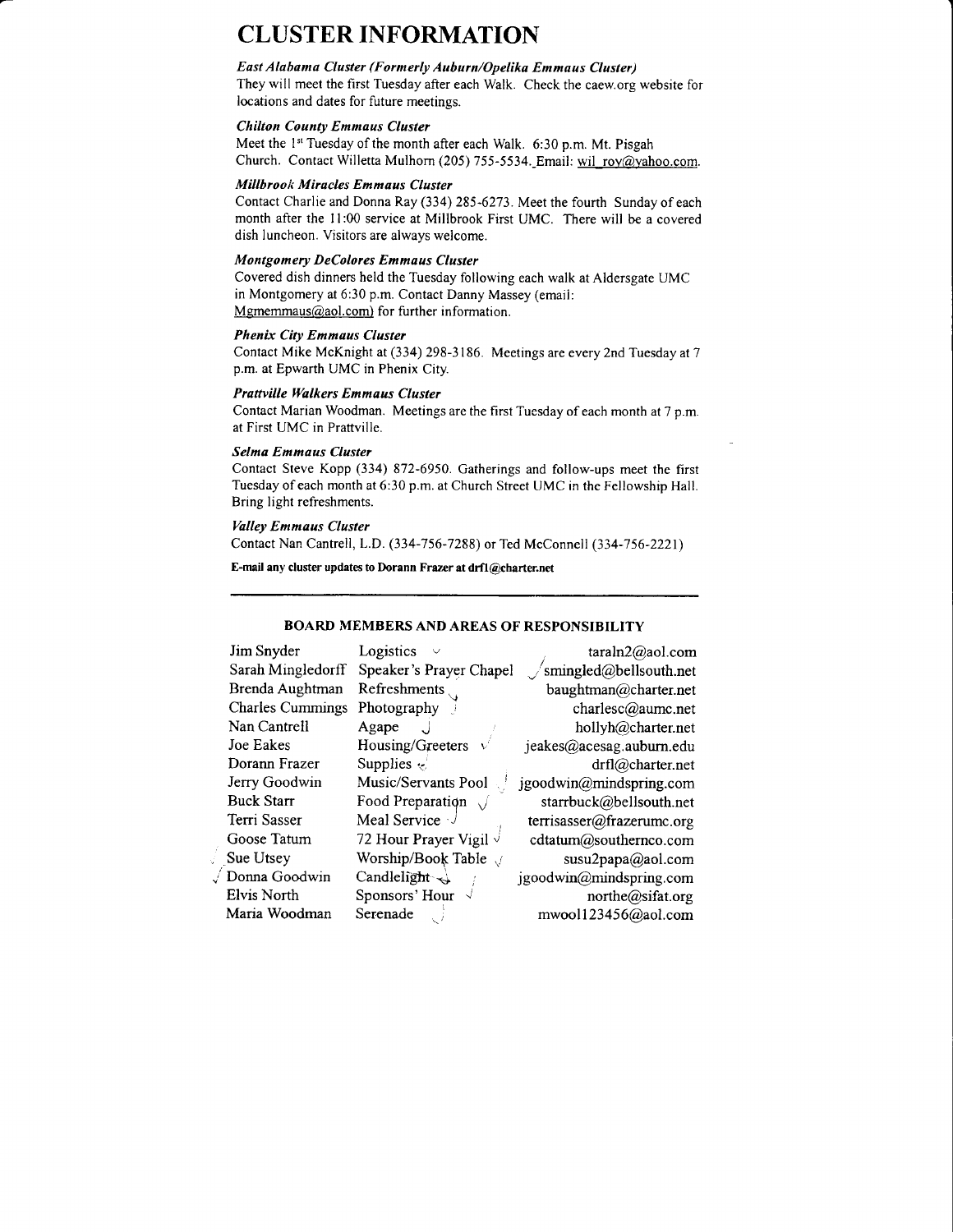# CLUSTER INFORMATION

***East Alabama Cluster (Formerly Auburn/Opelika Emmaus Cluster)***

They will meet the first Tuesday after each Walk. Check the caew.org website for locations and dates for future meetings.

***Chilton County Emmaus Cluster***

Meet the 1st Tuesday of the month after each Walk. 6:30 p.m. Mt. Pisgah Church. Contact Willetta Mulhorn (205) 755-5534. Email: wil_roy@yahoo.com.

***Millbrook Miracles Emmaus Cluster***

Contact Charlie and Donna Ray (334) 285-6273. Meet the fourth Sunday of each month after the 11:00 service at Millbrook First UMC. There will be a covered dish luncheon. Visitors are always welcome.

***Montgomery DeColores Emmaus Cluster***

Covered dish dinners held the Tuesday following each walk at Aldersgate UMC in Montgomery at 6:30 p.m. Contact Danny Massey (email: Mgmemmaus@aol.com) for further information.

***Phenix City Emmaus Cluster***

Contact Mike McKnight at (334) 298-3186. Meetings are every 2nd Tuesday at 7 p.m. at Epwarth UMC in Phenix City.

***Prattville Walkers Emmaus Cluster***

Contact Marian Woodman. Meetings are the first Tuesday of each month at 7 p.m. at First UMC in Prattville.

***Selma Emmaus Cluster***

Contact Steve Kopp (334) 872-6950. Gatherings and follow-ups meet the first Tuesday of each month at 6:30 p.m. at Church Street UMC in the Fellowship Hall. Bring light refreshments.

***Valley Emmaus Cluster***

Contact Nan Cantrell, L.D. (334-756-7288) or Ted McConnell (334-756-2221)

**E-mail any cluster updates to Dorann Frazer at drfl@charter.net**

---

## BOARD MEMBERS AND AREAS OF RESPONSIBILITY

| Name | Area | Email |
|---|---|---|
| Jim Snyder | Logistics | taraln2@aol.com |
| Sarah Mingledorff | Speaker's Prayer Chapel | smingled@bellsouth.net |
| Brenda Aughtman | Refreshments | baughtman@charter.net |
| Charles Cummings | Photography | charlesc@aumc.net |
| Nan Cantrell | Agape | hollyh@charter.net |
| Joe Eakes | Housing/Greeters | jeakes@acesag.auburn.edu |
| Dorann Frazer | Supplies | drfl@charter.net |
| Jerry Goodwin | Music/Servants Pool | jgoodwin@mindspring.com |
| Buck Starr | Food Preparation | starrbuck@bellsouth.net |
| Terri Sasser | Meal Service | terrisasser@frazerumc.org |
| Goose Tatum | 72 Hour Prayer Vigil | cdtatum@southernco.com |
| Sue Utsey | Worship/Book Table | susu2papa@aol.com |
| Donna Goodwin | Candlelight | jgoodwin@mindspring.com |
| Elvis North | Sponsors' Hour | northe@sifat.org |
| Maria Woodman | Serenade | mwool123456@aol.com |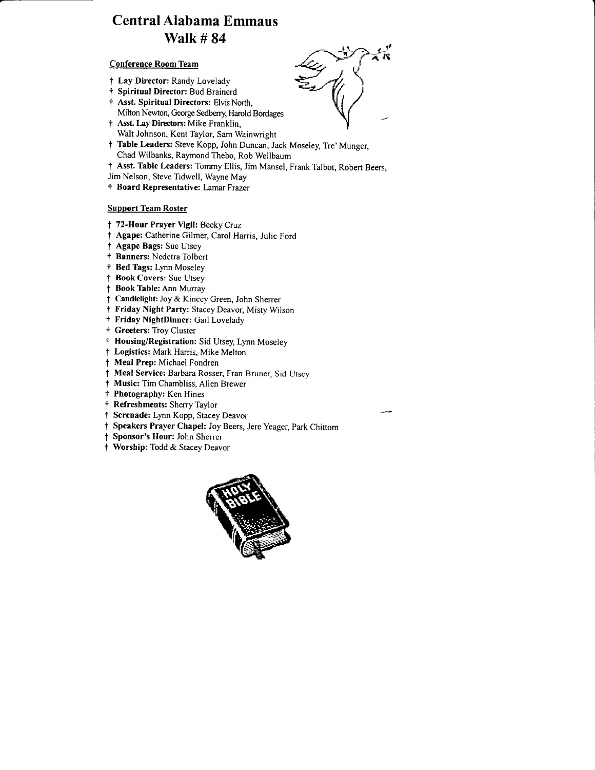# Central Alabama Emmaus
# Walk # 84

### Conference Room Team

- † **Lay Director:** Randy Lovelady
- † **Spiritual Director:** Bud Brainerd
- † **Asst. Spiritual Directors:** Elvis North, Milton Newton, George Sedberry, Harold Bordages
- † **Asst. Lay Directors:** Mike Franklin, Walt Johnson, Kent Taylor, Sam Wainwright
- † **Table Leaders:** Steve Kopp, John Duncan, Jack Moseley, Tre' Munger, Chad Wilbanks, Raymond Thebo, Rob Wellbaum
- † **Asst. Table Leaders:** Tommy Ellis, Jim Mansel, Frank Talbot, Robert Beers, Jim Nelson, Steve Tidwell, Wayne May
- † **Board Representative:** Lamar Frazer

### Support Team Roster

- † **72-Hour Prayer Vigil:** Becky Cruz
- † **Agape:** Catherine Gilmer, Carol Harris, Julie Ford
- † **Agape Bags:** Sue Utsey
- † **Banners:** Nedetra Tolbert
- † **Bed Tags:** Lynn Moseley
- † **Book Covers:** Sue Utsey
- † **Book Table:** Ann Murray
- † **Candlelight:** Joy & Kincey Green, John Sherrer
- † **Friday Night Party:** Stacey Deavor, Misty Wilson
- † **Friday NightDinner:** Gail Lovelady
- † **Greeters:** Troy Cluster
- † **Housing/Registration:** Sid Utsey, Lynn Moseley
- † **Logistics:** Mark Harris, Mike Melton
- † **Meal Prep:** Michael Fondren
- † **Meal Service:** Barbara Rosser, Fran Bruner, Sid Utsey
- † **Music:** Tim Chambliss, Allen Brewer
- † **Photography:** Ken Hines
- † **Refreshments:** Sherry Taylor
- † **Serenade:** Lynn Kopp, Stacey Deavor
- † **Speakers Prayer Chapel:** Joy Beers, Jere Yeager, Park Chittom
- † **Sponsor's Hour:** John Sherrer
- † **Worship:** Todd & Stacey Deavor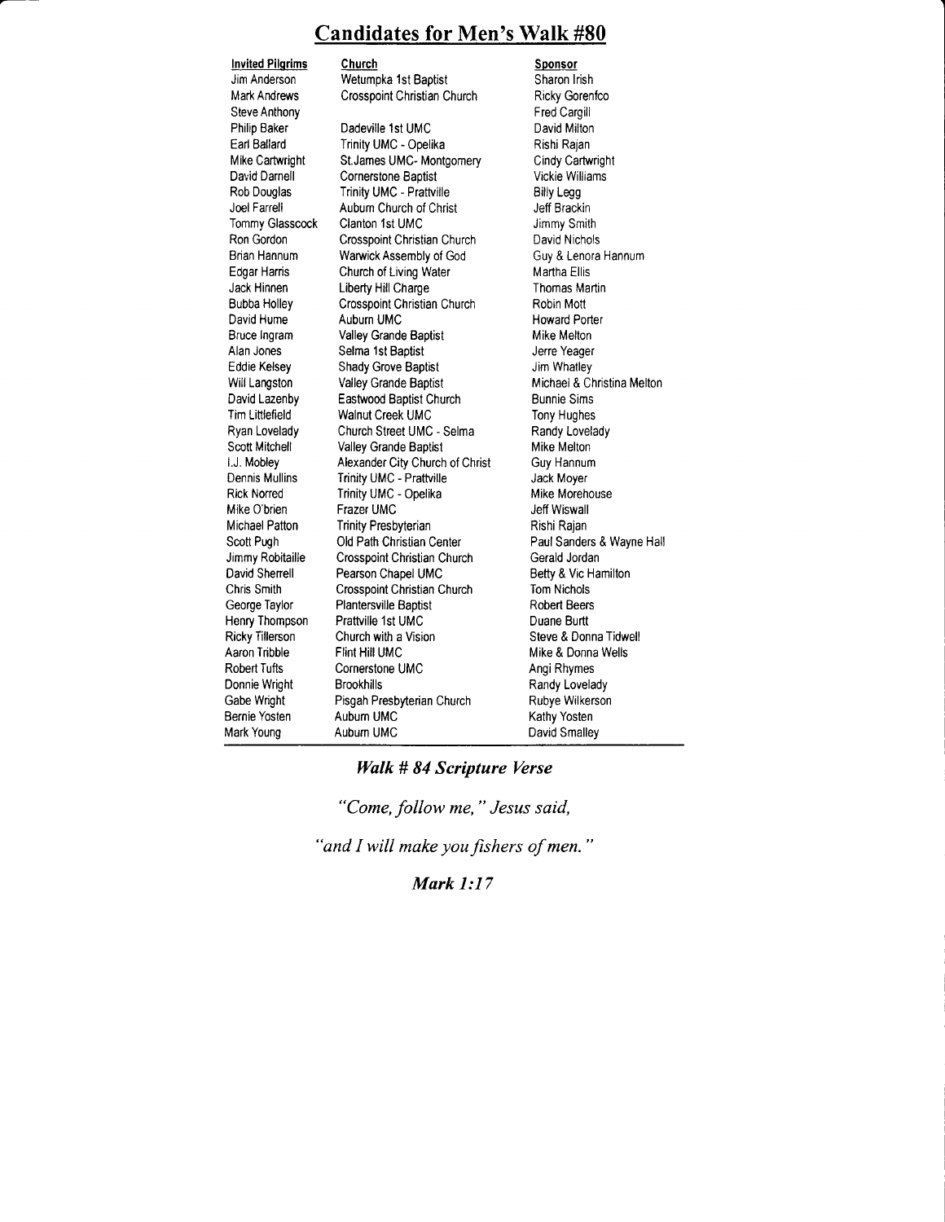# Candidates for Men's Walk #80

| Invited Pilgrims | Church | Sponsor |
|---|---|---|
| Jim Anderson | Wetumpka 1st Baptist | Sharon Irish |
| Mark Andrews | Crosspoint Christian Church | Ricky Gorenfco |
| Steve Anthony | | Fred Cargill |
| Philip Baker | Dadeville 1st UMC | David Milton |
| Earl Ballard | Trinity UMC - Opelika | Rishi Rajan |
| Mike Cartwright | St.James UMC- Montgomery | Cindy Cartwright |
| David Darnell | Cornerstone Baptist | Vickie Williams |
| Rob Douglas | Trinity UMC - Prattville | Billy Legg |
| Joel Farrell | Auburn Church of Christ | Jeff Brackin |
| Tommy Glasscock | Clanton 1st UMC | Jimmy Smith |
| Ron Gordon | Crosspoint Christian Church | David Nichols |
| Brian Hannum | Warwick Assembly of God | Guy & Lenora Hannum |
| Edgar Harris | Church of Living Water | Martha Ellis |
| Jack Hinnen | Liberty Hill Charge | Thomas Martin |
| Bubba Holley | Crosspoint Christian Church | Robin Mott |
| David Hume | Auburn UMC | Howard Porter |
| Bruce Ingram | Valley Grande Baptist | Mike Melton |
| Alan Jones | Selma 1st Baptist | Jerre Yeager |
| Eddie Kelsey | Shady Grove Baptist | Jim Whatley |
| Will Langston | Valley Grande Baptist | Michael & Christina Melton |
| David Lazenby | Eastwood Baptist Church | Bunnie Sims |
| Tim Littlefield | Walnut Creek UMC | Tony Hughes |
| Ryan Lovelady | Church Street UMC - Selma | Randy Lovelady |
| Scott Mitchell | Valley Grande Baptist | Mike Melton |
| I.J. Mobley | Alexander City Church of Christ | Guy Hannum |
| Dennis Mullins | Trinity UMC - Prattville | Jack Moyer |
| Rick Norred | Trinity UMC - Opelika | Mike Morehouse |
| Mike O'brien | Frazer UMC | Jeff Wiswall |
| Michael Patton | Trinity Presbyterian | Rishi Rajan |
| Scott Pugh | Old Path Christian Center | Paul Sanders & Wayne Hall |
| Jimmy Robitaille | Crosspoint Christian Church | Gerald Jordan |
| David Sherrell | Pearson Chapel UMC | Betty & Vic Hamilton |
| Chris Smith | Crosspoint Christian Church | Tom Nichols |
| George Taylor | Plantersville Baptist | Robert Beers |
| Henry Thompson | Prattville 1st UMC | Duane Burtt |
| Ricky Tillerson | Church with a Vision | Steve & Donna Tidwell |
| Aaron Tribble | Flint Hill UMC | Mike & Donna Wells |
| Robert Tufts | Cornerstone UMC | Angi Rhymes |
| Donnie Wright | Brookhills | Randy Lovelady |
| Gabe Wright | Pisgah Presbyterian Church | Rubye Wilkerson |
| Bernie Yosten | Auburn UMC | Kathy Yosten |
| Mark Young | Auburn UMC | David Smalley |

***Walk # 84 Scripture Verse***

*"Come, follow me," Jesus said,*

*"and I will make you fishers of men."*

***Mark 1:17***